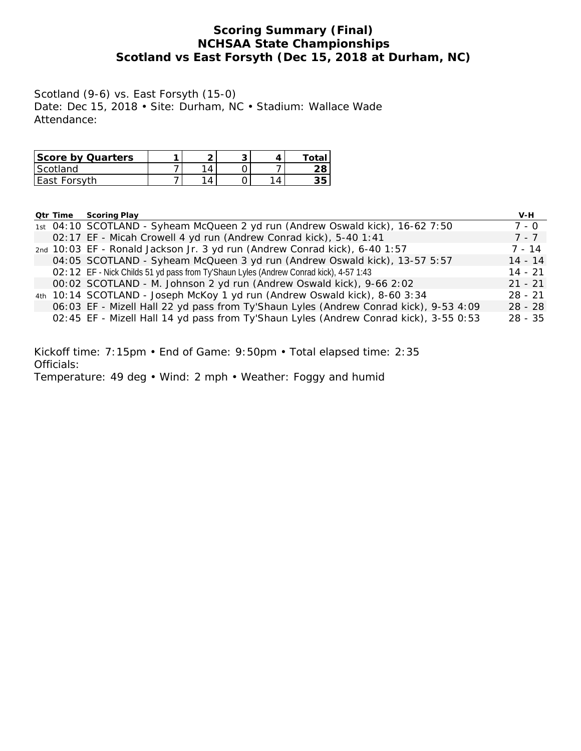# Scoring Summary (Final)
## NCHSAA State Championships
## Scotland vs East Forsyth (Dec 15, 2018 at Durham, NC)

Scotland (9-6) vs. East Forsyth (15-0)
Date: Dec 15, 2018 • Site: Durham, NC • Stadium: Wallace Wade
Attendance:

| Score by Quarters | 1 | 2 | 3 | 4 | Total |
|---|---|---|---|---|---|
| Scotland | 7 | 14 | 0 | 7 | **28** |
| East Forsyth | 7 | 14 | 0 | 14 | **35** |

| Qtr | Time | Scoring Play | V-H |
|---|---|---|---|
| 1st | 04:10 | SCOTLAND - Syheam McQueen 2 yd run (Andrew Oswald kick), 16-62 7:50 | 7 - 0 |
| | 02:17 | EF - Micah Crowell 4 yd run (Andrew Conrad kick), 5-40 1:41 | 7 - 7 |
| 2nd | 10:03 | EF - Ronald Jackson Jr. 3 yd run (Andrew Conrad kick), 6-40 1:57 | 7 - 14 |
| | 04:05 | SCOTLAND - Syheam McQueen 3 yd run (Andrew Oswald kick), 13-57 5:57 | 14 - 14 |
| | 02:12 | EF - Nick Childs 51 yd pass from Ty'Shaun Lyles (Andrew Conrad kick), 4-57 1:43 | 14 - 21 |
| | 00:02 | SCOTLAND - M. Johnson 2 yd run (Andrew Oswald kick), 9-66 2:02 | 21 - 21 |
| 4th | 10:14 | SCOTLAND - Joseph McKoy 1 yd run (Andrew Oswald kick), 8-60 3:34 | 28 - 21 |
| | 06:03 | EF - Mizell Hall 22 yd pass from Ty'Shaun Lyles (Andrew Conrad kick), 9-53 4:09 | 28 - 28 |
| | 02:45 | EF - Mizell Hall 14 yd pass from Ty'Shaun Lyles (Andrew Conrad kick), 3-55 0:53 | 28 - 35 |

Kickoff time: 7:15pm • End of Game: 9:50pm • Total elapsed time: 2:35
Officials:
Temperature: 49 deg • Wind: 2 mph • Weather: Foggy and humid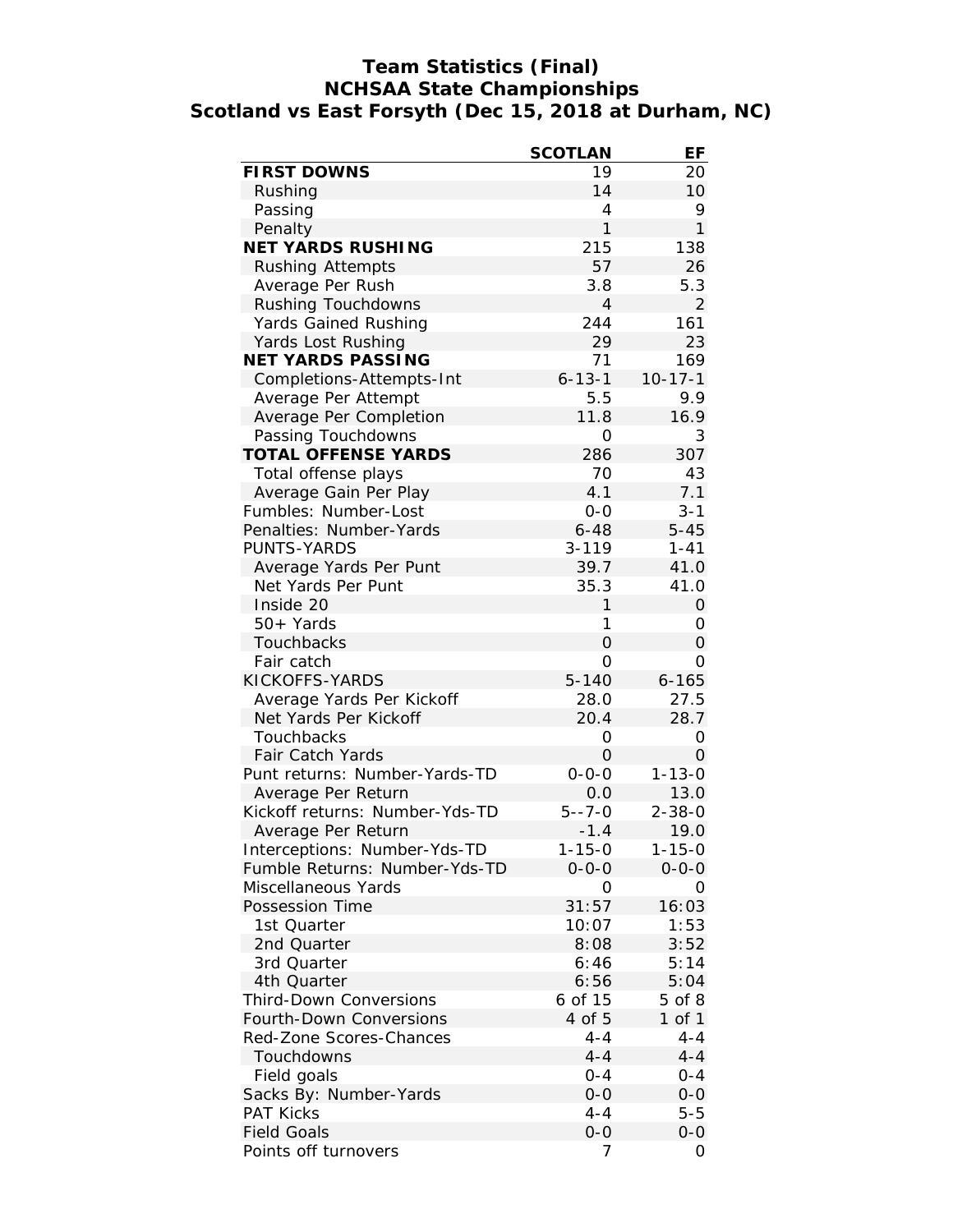# Team Statistics (Final)
## NCHSAA State Championships
## Scotland vs East Forsyth (Dec 15, 2018 at Durham, NC)

| | SCOTLAN | EF |
|---|---|---|
| **FIRST DOWNS** | 19 | 20 |
| Rushing | 14 | 10 |
| Passing | 4 | 9 |
| Penalty | 1 | 1 |
| **NET YARDS RUSHING** | 215 | 138 |
| Rushing Attempts | 57 | 26 |
| Average Per Rush | 3.8 | 5.3 |
| Rushing Touchdowns | 4 | 2 |
| Yards Gained Rushing | 244 | 161 |
| Yards Lost Rushing | 29 | 23 |
| **NET YARDS PASSING** | 71 | 169 |
| Completions-Attempts-Int | 6-13-1 | 10-17-1 |
| Average Per Attempt | 5.5 | 9.9 |
| Average Per Completion | 11.8 | 16.9 |
| Passing Touchdowns | 0 | 3 |
| **TOTAL OFFENSE YARDS** | 286 | 307 |
| Total offense plays | 70 | 43 |
| Average Gain Per Play | 4.1 | 7.1 |
| Fumbles: Number-Lost | 0-0 | 3-1 |
| Penalties: Number-Yards | 6-48 | 5-45 |
| PUNTS-YARDS | 3-119 | 1-41 |
| Average Yards Per Punt | 39.7 | 41.0 |
| Net Yards Per Punt | 35.3 | 41.0 |
| Inside 20 | 1 | 0 |
| 50+ Yards | 1 | 0 |
| Touchbacks | 0 | 0 |
| Fair catch | 0 | 0 |
| KICKOFFS-YARDS | 5-140 | 6-165 |
| Average Yards Per Kickoff | 28.0 | 27.5 |
| Net Yards Per Kickoff | 20.4 | 28.7 |
| Touchbacks | 0 | 0 |
| Fair Catch Yards | 0 | 0 |
| Punt returns: Number-Yards-TD | 0-0-0 | 1-13-0 |
| Average Per Return | 0.0 | 13.0 |
| Kickoff returns: Number-Yds-TD | 5--7-0 | 2-38-0 |
| Average Per Return | -1.4 | 19.0 |
| Interceptions: Number-Yds-TD | 1-15-0 | 1-15-0 |
| Fumble Returns: Number-Yds-TD | 0-0-0 | 0-0-0 |
| Miscellaneous Yards | 0 | 0 |
| Possession Time | 31:57 | 16:03 |
| 1st Quarter | 10:07 | 1:53 |
| 2nd Quarter | 8:08 | 3:52 |
| 3rd Quarter | 6:46 | 5:14 |
| 4th Quarter | 6:56 | 5:04 |
| Third-Down Conversions | 6 of 15 | 5 of 8 |
| Fourth-Down Conversions | 4 of 5 | 1 of 1 |
| Red-Zone Scores-Chances | 4-4 | 4-4 |
| Touchdowns | 4-4 | 4-4 |
| Field goals | 0-4 | 0-4 |
| Sacks By: Number-Yards | 0-0 | 0-0 |
| PAT Kicks | 4-4 | 5-5 |
| Field Goals | 0-0 | 0-0 |
| Points off turnovers | 7 | 0 |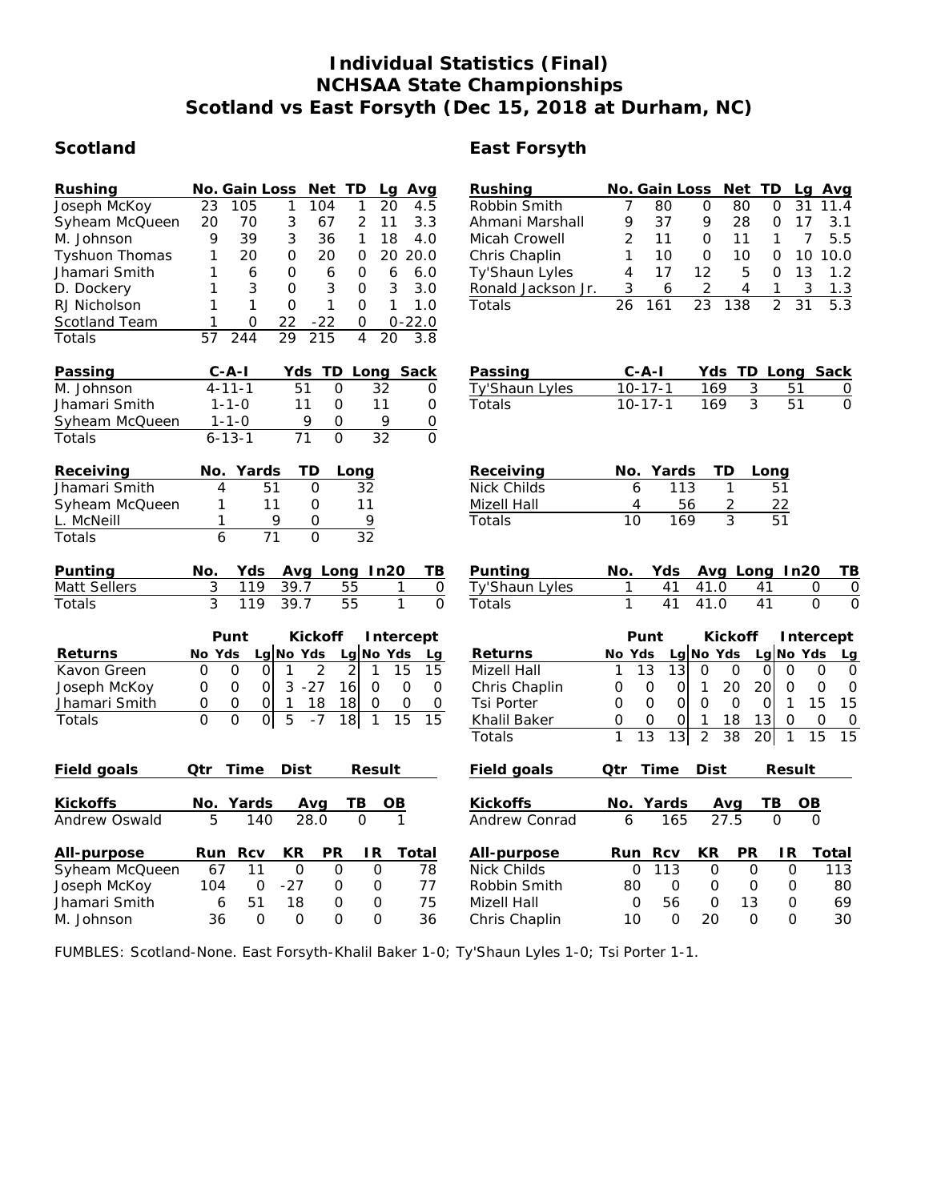# Individual Statistics (Final)
## NCHSAA State Championships
## Scotland vs East Forsyth (Dec 15, 2018 at Durham, NC)

## Scotland

| Rushing | No. | Gain | Loss | Net | TD | Lg | Avg |
|---|---|---|---|---|---|---|---|
| Joseph McKoy | 23 | 105 | 1 | 104 | 1 | 20 | 4.5 |
| Syheam McQueen | 20 | 70 | 3 | 67 | 2 | 11 | 3.3 |
| M. Johnson | 9 | 39 | 3 | 36 | 1 | 18 | 4.0 |
| Tyshuon Thomas | 1 | 20 | 0 | 20 | 0 | 20 | 20.0 |
| Jhamari Smith | 1 | 6 | 0 | 6 | 0 | 6 | 6.0 |
| D. Dockery | 1 | 3 | 0 | 3 | 0 | 3 | 3.0 |
| RJ Nicholson | 1 | 1 | 0 | 1 | 0 | 1 | 1.0 |
| Scotland Team | 1 | 0 | 22 | -22 | 0 | 0 | -22.0 |
| Totals | 57 | 244 | 29 | 215 | 4 | 20 | 3.8 |

| Passing | C-A-I | Yds | TD | Long | Sack |
|---|---|---|---|---|---|
| M. Johnson | 4-11-1 | 51 | 0 | 32 | 0 |
| Jhamari Smith | 1-1-0 | 11 | 0 | 11 | 0 |
| Syheam McQueen | 1-1-0 | 9 | 0 | 9 | 0 |
| Totals | 6-13-1 | 71 | 0 | 32 | 0 |

| Receiving | No. | Yards | TD | Long |
|---|---|---|---|---|
| Jhamari Smith | 4 | 51 | 0 | 32 |
| Syheam McQueen | 1 | 11 | 0 | 11 |
| L. McNeill | 1 | 9 | 0 | 9 |
| Totals | 6 | 71 | 0 | 32 |

| Punting | No. | Yds | Avg | Long | In20 | TB |
|---|---|---|---|---|---|---|
| Matt Sellers | 3 | 119 | 39.7 | 55 | 1 | 0 |
| Totals | 3 | 119 | 39.7 | 55 | 1 | 0 |

| Returns | Punt No | Punt Yds | Punt Lg | Kickoff No | Kickoff Yds | Kickoff Lg | Intercept No | Intercept Yds | Intercept Lg |
|---|---|---|---|---|---|---|---|---|---|
| Kavon Green | 0 | 0 | 0 | 1 | 2 | 2 | 1 | 15 | 15 |
| Joseph McKoy | 0 | 0 | 0 | 3 | -27 | 16 | 0 | 0 | 0 |
| Jhamari Smith | 0 | 0 | 0 | 1 | 18 | 18 | 0 | 0 | 0 |
| Totals | 0 | 0 | 0 | 5 | -7 | 18 | 1 | 15 | 15 |

| Field goals | Qtr | Time | Dist | Result |
|---|---|---|---|---|

| Kickoffs | No. | Yards | Avg | TB | OB |
|---|---|---|---|---|---|
| Andrew Oswald | 5 | 140 | 28.0 | 0 | 1 |

| All-purpose | Run | Rcv | KR | PR | IR | Total |
|---|---|---|---|---|---|---|
| Syheam McQueen | 67 | 11 | 0 | 0 | 0 | 78 |
| Joseph McKoy | 104 | 0 | -27 | 0 | 0 | 77 |
| Jhamari Smith | 6 | 51 | 18 | 0 | 0 | 75 |
| M. Johnson | 36 | 0 | 0 | 0 | 0 | 36 |

## East Forsyth

| Rushing | No. | Gain | Loss | Net | TD | Lg | Avg |
|---|---|---|---|---|---|---|---|
| Robbin Smith | 7 | 80 | 0 | 80 | 0 | 31 | 11.4 |
| Ahmani Marshall | 9 | 37 | 9 | 28 | 0 | 17 | 3.1 |
| Micah Crowell | 2 | 11 | 0 | 11 | 1 | 7 | 5.5 |
| Chris Chaplin | 1 | 10 | 0 | 10 | 0 | 10 | 10.0 |
| Ty'Shaun Lyles | 4 | 17 | 12 | 5 | 0 | 13 | 1.2 |
| Ronald Jackson Jr. | 3 | 6 | 2 | 4 | 1 | 3 | 1.3 |
| Totals | 26 | 161 | 23 | 138 | 2 | 31 | 5.3 |

| Passing | C-A-I | Yds | TD | Long | Sack |
|---|---|---|---|---|---|
| Ty'Shaun Lyles | 10-17-1 | 169 | 3 | 51 | 0 |
| Totals | 10-17-1 | 169 | 3 | 51 | 0 |

| Receiving | No. | Yards | TD | Long |
|---|---|---|---|---|
| Nick Childs | 6 | 113 | 1 | 51 |
| Mizell Hall | 4 | 56 | 2 | 22 |
| Totals | 10 | 169 | 3 | 51 |

| Punting | No. | Yds | Avg | Long | In20 | TB |
|---|---|---|---|---|---|---|
| Ty'Shaun Lyles | 1 | 41 | 41.0 | 41 | 0 | 0 |
| Totals | 1 | 41 | 41.0 | 41 | 0 | 0 |

| Returns | Punt No | Punt Yds | Punt Lg | Kickoff No | Kickoff Yds | Kickoff Lg | Intercept No | Intercept Yds | Intercept Lg |
|---|---|---|---|---|---|---|---|---|---|
| Mizell Hall | 1 | 13 | 13 | 0 | 0 | 0 | 0 | 0 | 0 |
| Chris Chaplin | 0 | 0 | 0 | 1 | 20 | 20 | 0 | 0 | 0 |
| Tsi Porter | 0 | 0 | 0 | 0 | 0 | 0 | 1 | 15 | 15 |
| Khalil Baker | 0 | 0 | 0 | 1 | 18 | 13 | 0 | 0 | 0 |
| Totals | 1 | 13 | 13 | 2 | 38 | 20 | 1 | 15 | 15 |

| Field goals | Qtr | Time | Dist | Result |
|---|---|---|---|---|

| Kickoffs | No. | Yards | Avg | TB | OB |
|---|---|---|---|---|---|
| Andrew Conrad | 6 | 165 | 27.5 | 0 | 0 |

| All-purpose | Run | Rcv | KR | PR | IR | Total |
|---|---|---|---|---|---|---|
| Nick Childs | 0 | 113 | 0 | 0 | 0 | 113 |
| Robbin Smith | 80 | 0 | 0 | 0 | 0 | 80 |
| Mizell Hall | 0 | 56 | 0 | 13 | 0 | 69 |
| Chris Chaplin | 10 | 0 | 20 | 0 | 0 | 30 |

FUMBLES: Scotland-None. East Forsyth-Khalil Baker 1-0; Ty'Shaun Lyles 1-0; Tsi Porter 1-1.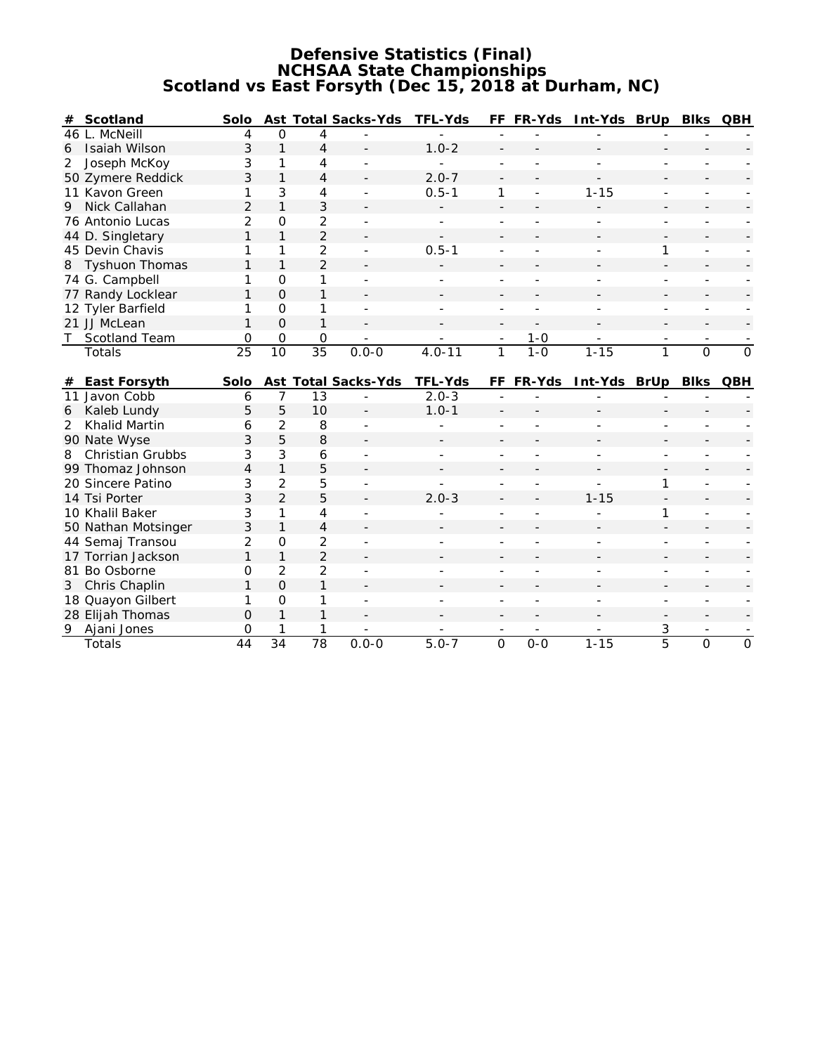# Defensive Statistics (Final)
## NCHSAA State Championships
## Scotland vs East Forsyth (Dec 15, 2018 at Durham, NC)

| # | Scotland | Solo | Ast | Total | Sacks-Yds | TFL-Yds | FF | FR-Yds | Int-Yds | BrUp | Blks | QBH |
|---|---|---|---|---|---|---|---|---|---|---|---|---|
| 46 | L. McNeill | 4 | 0 | 4 | - | - | - | - | - | - | - | - |
| 6 | Isaiah Wilson | 3 | 1 | 4 | - | 1.0-2 | - | - | - | - | - | - |
| 2 | Joseph McKoy | 3 | 1 | 4 | - | - | - | - | - | - | - | - |
| 50 | Zymere Reddick | 3 | 1 | 4 | - | 2.0-7 | - | - | - | - | - | - |
| 11 | Kavon Green | 1 | 3 | 4 | - | 0.5-1 | 1 | - | 1-15 | - | - | - |
| 9 | Nick Callahan | 2 | 1 | 3 | - | - | - | - | - | - | - | - |
| 76 | Antonio Lucas | 2 | 0 | 2 | - | - | - | - | - | - | - | - |
| 44 | D. Singletary | 1 | 1 | 2 | - | - | - | - | - | - | - | - |
| 45 | Devin Chavis | 1 | 1 | 2 | - | 0.5-1 | - | - | - | 1 | - | - |
| 8 | Tyshuon Thomas | 1 | 1 | 2 | - | - | - | - | - | - | - | - |
| 74 | G. Campbell | 1 | 0 | 1 | - | - | - | - | - | - | - | - |
| 77 | Randy Locklear | 1 | 0 | 1 | - | - | - | - | - | - | - | - |
| 12 | Tyler Barfield | 1 | 0 | 1 | - | - | - | - | - | - | - | - |
| 21 | JJ McLean | 1 | 0 | 1 | - | - | - | - | - | - | - | - |
| T | Scotland Team | 0 | 0 | 0 | - | - | - | 1-0 | - | - | - | - |
| | Totals | 25 | 10 | 35 | 0.0-0 | 4.0-11 | 1 | 1-0 | 1-15 | 1 | 0 | 0 |

| # | East Forsyth | Solo | Ast | Total | Sacks-Yds | TFL-Yds | FF | FR-Yds | Int-Yds | BrUp | Blks | QBH |
|---|---|---|---|---|---|---|---|---|---|---|---|---|
| 11 | Javon Cobb | 6 | 7 | 13 | - | 2.0-3 | - | - | - | - | - | - |
| 6 | Kaleb Lundy | 5 | 5 | 10 | - | 1.0-1 | - | - | - | - | - | - |
| 2 | Khalid Martin | 6 | 2 | 8 | - | - | - | - | - | - | - | - |
| 90 | Nate Wyse | 3 | 5 | 8 | - | - | - | - | - | - | - | - |
| 8 | Christian Grubbs | 3 | 3 | 6 | - | - | - | - | - | - | - | - |
| 99 | Thomaz Johnson | 4 | 1 | 5 | - | - | - | - | - | - | - | - |
| 20 | Sincere Patino | 3 | 2 | 5 | - | - | - | - | - | 1 | - | - |
| 14 | Tsi Porter | 3 | 2 | 5 | - | 2.0-3 | - | - | 1-15 | - | - | - |
| 10 | Khalil Baker | 3 | 1 | 4 | - | - | - | - | - | 1 | - | - |
| 50 | Nathan Motsinger | 3 | 1 | 4 | - | - | - | - | - | - | - | - |
| 44 | Semaj Transou | 2 | 0 | 2 | - | - | - | - | - | - | - | - |
| 17 | Torrian Jackson | 1 | 1 | 2 | - | - | - | - | - | - | - | - |
| 81 | Bo Osborne | 0 | 2 | 2 | - | - | - | - | - | - | - | - |
| 3 | Chris Chaplin | 1 | 0 | 1 | - | - | - | - | - | - | - | - |
| 18 | Quayon Gilbert | 1 | 0 | 1 | - | - | - | - | - | - | - | - |
| 28 | Elijah Thomas | 0 | 1 | 1 | - | - | - | - | - | - | - | - |
| 9 | Ajani Jones | 0 | 1 | 1 | - | - | - | - | - | 3 | - | - |
| | Totals | 44 | 34 | 78 | 0.0-0 | 5.0-7 | 0 | 0-0 | 1-15 | 5 | 0 | 0 |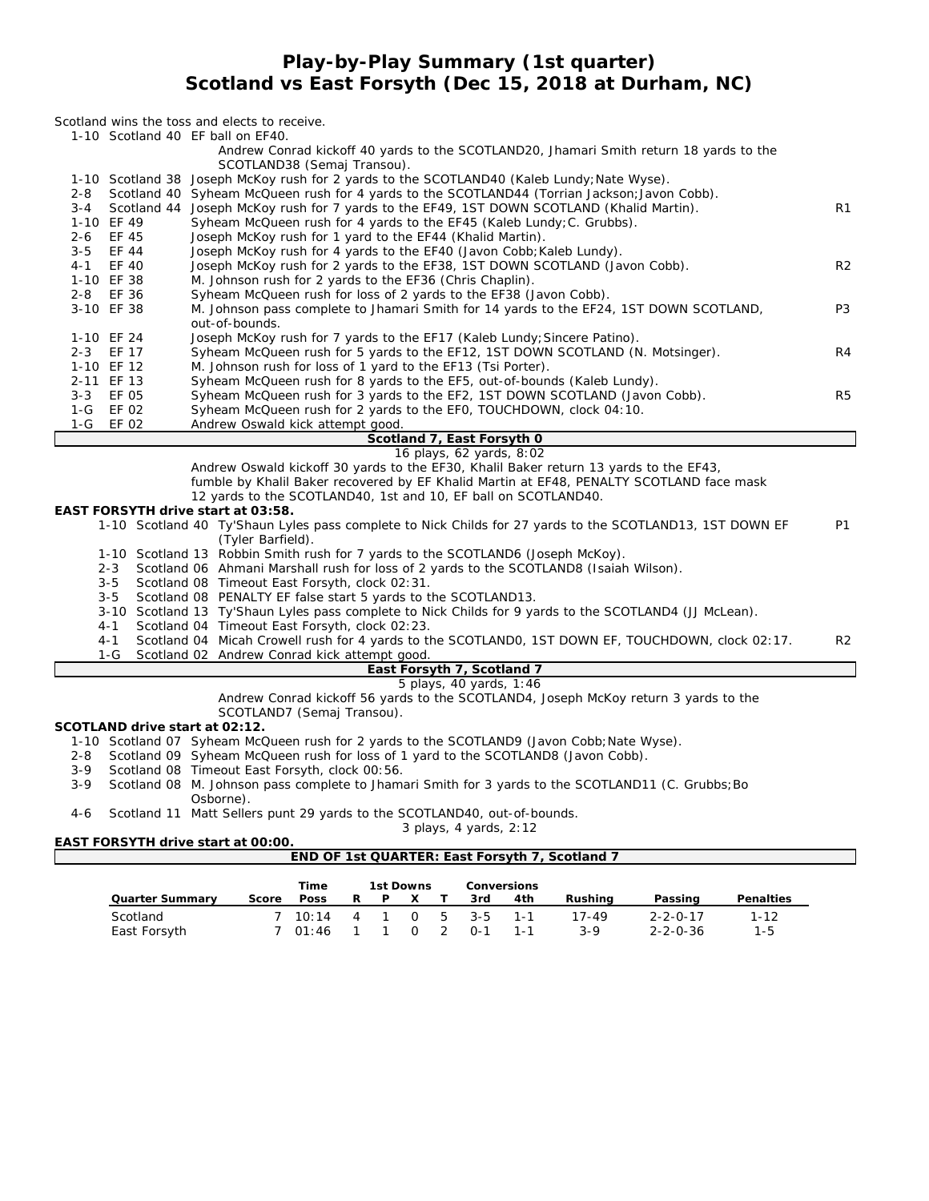# Play-by-Play Summary (1st quarter)
## Scotland vs East Forsyth (Dec 15, 2018 at Durham, NC)

Scotland wins the toss and elects to receive.

| Down | Spot | Play | |
|---|---|---|---|
| 1-10 | Scotland 40 | EF ball on EF40. | |
| | | Andrew Conrad kickoff 40 yards to the SCOTLAND20, Jhamari Smith return 18 yards to the SCOTLAND38 (Semaj Transou). | |
| 1-10 | Scotland 38 | Joseph McKoy rush for 2 yards to the SCOTLAND40 (Kaleb Lundy;Nate Wyse). | |
| 2-8 | Scotland 40 | Syheam McQueen rush for 4 yards to the SCOTLAND44 (Torrian Jackson;Javon Cobb). | |
| 3-4 | Scotland 44 | Joseph McKoy rush for 7 yards to the EF49, 1ST DOWN SCOTLAND (Khalid Martin). | R1 |
| 1-10 | EF 49 | Syheam McQueen rush for 4 yards to the EF45 (Kaleb Lundy;C. Grubbs). | |
| 2-6 | EF 45 | Joseph McKoy rush for 1 yard to the EF44 (Khalid Martin). | |
| 3-5 | EF 44 | Joseph McKoy rush for 4 yards to the EF40 (Javon Cobb;Kaleb Lundy). | |
| 4-1 | EF 40 | Joseph McKoy rush for 2 yards to the EF38, 1ST DOWN SCOTLAND (Javon Cobb). | R2 |
| 1-10 | EF 38 | M. Johnson rush for 2 yards to the EF36 (Chris Chaplin). | |
| 2-8 | EF 36 | Syheam McQueen rush for loss of 2 yards to the EF38 (Javon Cobb). | |
| 3-10 | EF 38 | M. Johnson pass complete to Jhamari Smith for 14 yards to the EF24, 1ST DOWN SCOTLAND, out-of-bounds. | P3 |
| 1-10 | EF 24 | Joseph McKoy rush for 7 yards to the EF17 (Kaleb Lundy;Sincere Patino). | |
| 2-3 | EF 17 | Syheam McQueen rush for 5 yards to the EF12, 1ST DOWN SCOTLAND (N. Motsinger). | R4 |
| 1-10 | EF 12 | M. Johnson rush for loss of 1 yard to the EF13 (Tsi Porter). | |
| 2-11 | EF 13 | Syheam McQueen rush for 8 yards to the EF5, out-of-bounds (Kaleb Lundy). | |
| 3-3 | EF 05 | Syheam McQueen rush for 3 yards to the EF2, 1ST DOWN SCOTLAND (Javon Cobb). | R5 |
| 1-G | EF 02 | Syheam McQueen rush for 2 yards to the EF0, TOUCHDOWN, clock 04:10. | |
| 1-G | EF 02 | Andrew Oswald kick attempt good. | |

**Scotland 7, East Forsyth 0**

16 plays, 62 yards, 8:02

Andrew Oswald kickoff 30 yards to the EF30, Khalil Baker return 13 yards to the EF43, fumble by Khalil Baker recovered by EF Khalid Martin at EF48, PENALTY SCOTLAND face mask 12 yards to the SCOTLAND40, 1st and 10, EF ball on SCOTLAND40.

**EAST FORSYTH drive start at 03:58.**

| Down | Spot | Play | |
|---|---|---|---|
| 1-10 | Scotland 40 | Ty'Shaun Lyles pass complete to Nick Childs for 27 yards to the SCOTLAND13, 1ST DOWN EF (Tyler Barfield). | P1 |
| 1-10 | Scotland 13 | Robbin Smith rush for 7 yards to the SCOTLAND6 (Joseph McKoy). | |
| 2-3 | Scotland 06 | Ahmani Marshall rush for loss of 2 yards to the SCOTLAND8 (Isaiah Wilson). | |
| 3-5 | Scotland 08 | Timeout East Forsyth, clock 02:31. | |
| 3-5 | Scotland 08 | PENALTY EF false start 5 yards to the SCOTLAND13. | |
| 3-10 | Scotland 13 | Ty'Shaun Lyles pass complete to Nick Childs for 9 yards to the SCOTLAND4 (JJ McLean). | |
| 4-1 | Scotland 04 | Timeout East Forsyth, clock 02:23. | |
| 4-1 | Scotland 04 | Micah Crowell rush for 4 yards to the SCOTLAND0, 1ST DOWN EF, TOUCHDOWN, clock 02:17. | R2 |
| 1-G | Scotland 02 | Andrew Conrad kick attempt good. | |

**East Forsyth 7, Scotland 7**

5 plays, 40 yards, 1:46

Andrew Conrad kickoff 56 yards to the SCOTLAND4, Joseph McKoy return 3 yards to the SCOTLAND7 (Semaj Transou).

**SCOTLAND drive start at 02:12.**

| Down | Spot | Play | |
|---|---|---|---|
| 1-10 | Scotland 07 | Syheam McQueen rush for 2 yards to the SCOTLAND9 (Javon Cobb;Nate Wyse). | |
| 2-8 | Scotland 09 | Syheam McQueen rush for loss of 1 yard to the SCOTLAND8 (Javon Cobb). | |
| 3-9 | Scotland 08 | Timeout East Forsyth, clock 00:56. | |
| 3-9 | Scotland 08 | M. Johnson pass complete to Jhamari Smith for 3 yards to the SCOTLAND11 (C. Grubbs;Bo Osborne). | |
| 4-6 | Scotland 11 | Matt Sellers punt 29 yards to the SCOTLAND40, out-of-bounds. | |

3 plays, 4 yards, 2:12

**EAST FORSYTH drive start at 00:00.**

**END OF 1st QUARTER: East Forsyth 7, Scotland 7**

| Quarter Summary | Score | Time Poss | 1st Downs R | P | X | T | Conversions 3rd | 4th | Rushing | Passing | Penalties |
|---|---|---|---|---|---|---|---|---|---|---|---|
| Scotland | 7 | 10:14 | 4 | 1 | 0 | 5 | 3-5 | 1-1 | 17-49 | 2-2-0-17 | 1-12 |
| East Forsyth | 7 | 01:46 | 1 | 1 | 0 | 2 | 0-1 | 1-1 | 3-9 | 2-2-0-36 | 1-5 |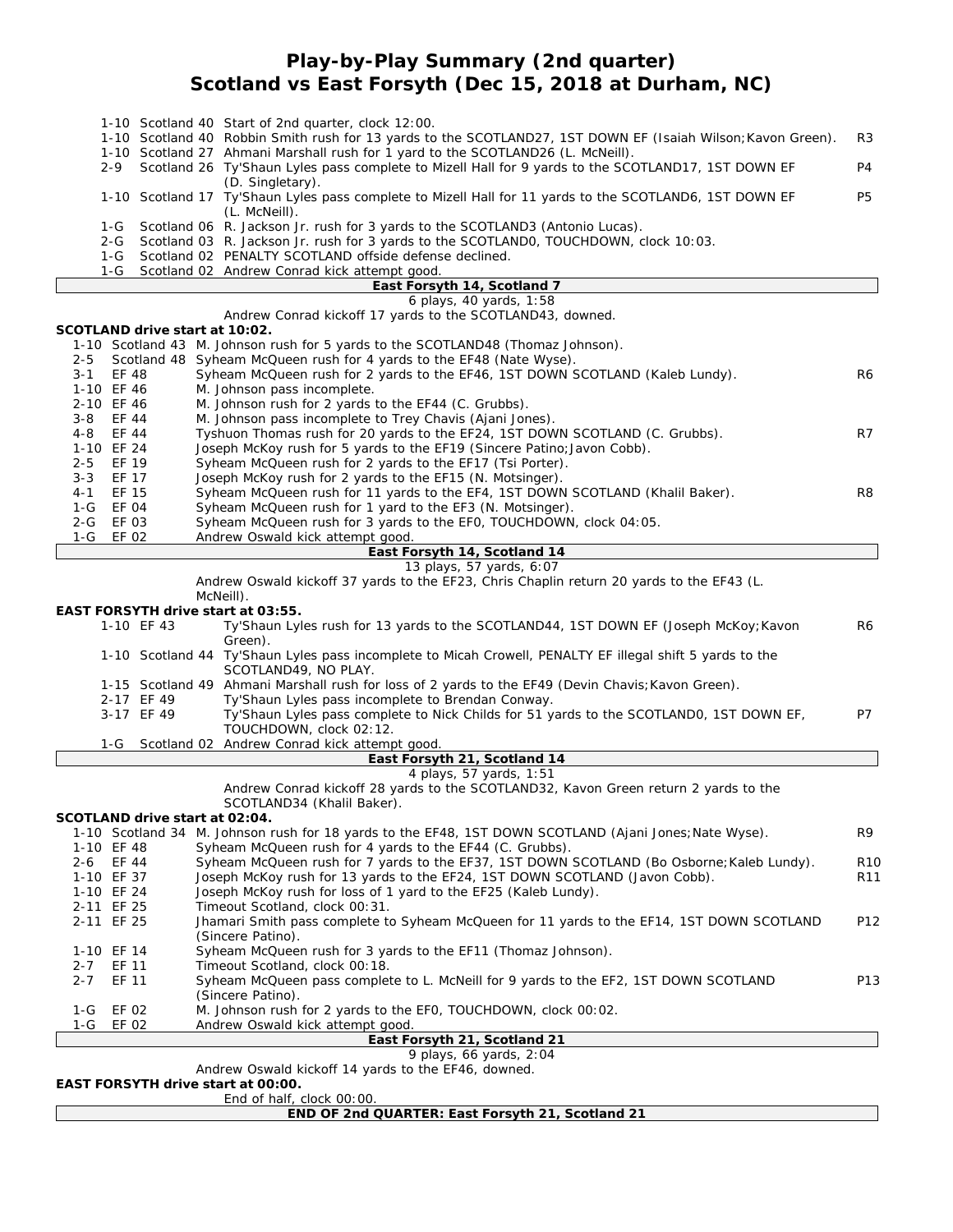# Play-by-Play Summary (2nd quarter)
## Scotland vs East Forsyth (Dec 15, 2018 at Durham, NC)

| Down | Spot | Play | |
|---|---|---|---|
| 1-10 | Scotland 40 | Start of 2nd quarter, clock 12:00. | |
| 1-10 | Scotland 40 | Robbin Smith rush for 13 yards to the SCOTLAND27, 1ST DOWN EF (Isaiah Wilson;Kavon Green). | R3 |
| 1-10 | Scotland 27 | Ahmani Marshall rush for 1 yard to the SCOTLAND26 (L. McNeill). | |
| 2-9 | Scotland 26 | Ty'Shaun Lyles pass complete to Mizell Hall for 9 yards to the SCOTLAND17, 1ST DOWN EF (D. Singletary). | P4 |
| 1-10 | Scotland 17 | Ty'Shaun Lyles pass complete to Mizell Hall for 11 yards to the SCOTLAND6, 1ST DOWN EF (L. McNeill). | P5 |
| 1-G | Scotland 06 | R. Jackson Jr. rush for 3 yards to the SCOTLAND3 (Antonio Lucas). | |
| 2-G | Scotland 03 | R. Jackson Jr. rush for 3 yards to the SCOTLAND0, TOUCHDOWN, clock 10:03. | |
| 1-G | Scotland 02 | PENALTY SCOTLAND offside defense declined. | |
| 1-G | Scotland 02 | Andrew Conrad kick attempt good. | |

**East Forsyth 14, Scotland 7**

6 plays, 40 yards, 1:58

Andrew Conrad kickoff 17 yards to the SCOTLAND43, downed.

**SCOTLAND drive start at 10:02.**

| Down | Spot | Play | |
|---|---|---|---|
| 1-10 | Scotland 43 | M. Johnson rush for 5 yards to the SCOTLAND48 (Thomaz Johnson). | |
| 2-5 | Scotland 48 | Syheam McQueen rush for 4 yards to the EF48 (Nate Wyse). | |
| 3-1 | EF 48 | Syheam McQueen rush for 2 yards to the EF46, 1ST DOWN SCOTLAND (Kaleb Lundy). | R6 |
| 1-10 | EF 46 | M. Johnson pass incomplete. | |
| 2-10 | EF 46 | M. Johnson rush for 2 yards to the EF44 (C. Grubbs). | |
| 3-8 | EF 44 | M. Johnson pass incomplete to Trey Chavis (Ajani Jones). | |
| 4-8 | EF 44 | Tyshuon Thomas rush for 20 yards to the EF24, 1ST DOWN SCOTLAND (C. Grubbs). | R7 |
| 1-10 | EF 24 | Joseph McKoy rush for 5 yards to the EF19 (Sincere Patino;Javon Cobb). | |
| 2-5 | EF 19 | Syheam McQueen rush for 2 yards to the EF17 (Tsi Porter). | |
| 3-3 | EF 17 | Joseph McKoy rush for 2 yards to the EF15 (N. Motsinger). | |
| 4-1 | EF 15 | Syheam McQueen rush for 11 yards to the EF4, 1ST DOWN SCOTLAND (Khalil Baker). | R8 |
| 1-G | EF 04 | Syheam McQueen rush for 1 yard to the EF3 (N. Motsinger). | |
| 2-G | EF 03 | Syheam McQueen rush for 3 yards to the EF0, TOUCHDOWN, clock 04:05. | |
| 1-G | EF 02 | Andrew Oswald kick attempt good. | |

**East Forsyth 14, Scotland 14**

13 plays, 57 yards, 6:07

Andrew Oswald kickoff 37 yards to the EF23, Chris Chaplin return 20 yards to the EF43 (L. McNeill).

**EAST FORSYTH drive start at 03:55.**

| Down | Spot | Play | |
|---|---|---|---|
| 1-10 | EF 43 | Ty'Shaun Lyles rush for 13 yards to the SCOTLAND44, 1ST DOWN EF (Joseph McKoy;Kavon Green). | R6 |
| 1-10 | Scotland 44 | Ty'Shaun Lyles pass incomplete to Micah Crowell, PENALTY EF illegal shift 5 yards to the SCOTLAND49, NO PLAY. | |
| 1-15 | Scotland 49 | Ahmani Marshall rush for loss of 2 yards to the EF49 (Devin Chavis;Kavon Green). | |
| 2-17 | EF 49 | Ty'Shaun Lyles pass incomplete to Brendan Conway. | |
| 3-17 | EF 49 | Ty'Shaun Lyles pass complete to Nick Childs for 51 yards to the SCOTLAND0, 1ST DOWN EF, TOUCHDOWN, clock 02:12. | P7 |
| 1-G | Scotland 02 | Andrew Conrad kick attempt good. | |

**East Forsyth 21, Scotland 14**

4 plays, 57 yards, 1:51

Andrew Conrad kickoff 28 yards to the SCOTLAND32, Kavon Green return 2 yards to the SCOTLAND34 (Khalil Baker).

**SCOTLAND drive start at 02:04.**

| Down | Spot | Play | |
|---|---|---|---|
| 1-10 | Scotland 34 | M. Johnson rush for 18 yards to the EF48, 1ST DOWN SCOTLAND (Ajani Jones;Nate Wyse). | R9 |
| 1-10 | EF 48 | Syheam McQueen rush for 4 yards to the EF44 (C. Grubbs). | |
| 2-6 | EF 44 | Syheam McQueen rush for 7 yards to the EF37, 1ST DOWN SCOTLAND (Bo Osborne;Kaleb Lundy). | R10 |
| 1-10 | EF 37 | Joseph McKoy rush for 13 yards to the EF24, 1ST DOWN SCOTLAND (Javon Cobb). | R11 |
| 1-10 | EF 24 | Joseph McKoy rush for loss of 1 yard to the EF25 (Kaleb Lundy). | |
| 2-11 | EF 25 | Timeout Scotland, clock 00:31. | |
| 2-11 | EF 25 | Jhamari Smith pass complete to Syheam McQueen for 11 yards to the EF14, 1ST DOWN SCOTLAND (Sincere Patino). | P12 |
| 1-10 | EF 14 | Syheam McQueen rush for 3 yards to the EF11 (Thomaz Johnson). | |
| 2-7 | EF 11 | Timeout Scotland, clock 00:18. | |
| 2-7 | EF 11 | Syheam McQueen pass complete to L. McNeill for 9 yards to the EF2, 1ST DOWN SCOTLAND (Sincere Patino). | P13 |
| 1-G | EF 02 | M. Johnson rush for 2 yards to the EF0, TOUCHDOWN, clock 00:02. | |
| 1-G | EF 02 | Andrew Oswald kick attempt good. | |

**East Forsyth 21, Scotland 21**

9 plays, 66 yards, 2:04

Andrew Oswald kickoff 14 yards to the EF46, downed.

**EAST FORSYTH drive start at 00:00.**

End of half, clock 00:00.

**END OF 2nd QUARTER: East Forsyth 21, Scotland 21**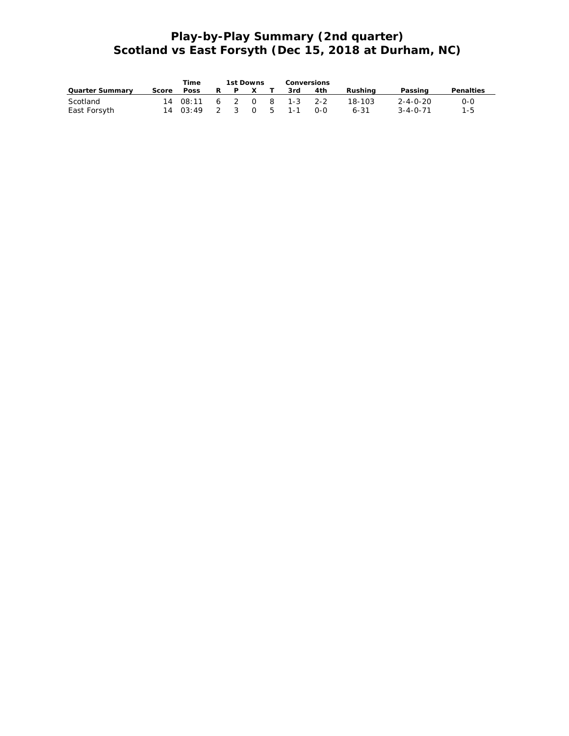# Play-by-Play Summary (2nd quarter)
## Scotland vs East Forsyth (Dec 15, 2018 at Durham, NC)

| | | Time | 1st Downs | | | | Conversions | | | | |
|---|---|---|---|---|---|---|---|---|---|---|---|
| Quarter Summary | Score | Poss | R | P | X | T | 3rd | 4th | Rushing | Passing | Penalties |
| Scotland | 14 | 08:11 | 6 | 2 | 0 | 8 | 1-3 | 2-2 | 18-103 | 2-4-0-20 | 0-0 |
| East Forsyth | 14 | 03:49 | 2 | 3 | 0 | 5 | 1-1 | 0-0 | 6-31 | 3-4-0-71 | 1-5 |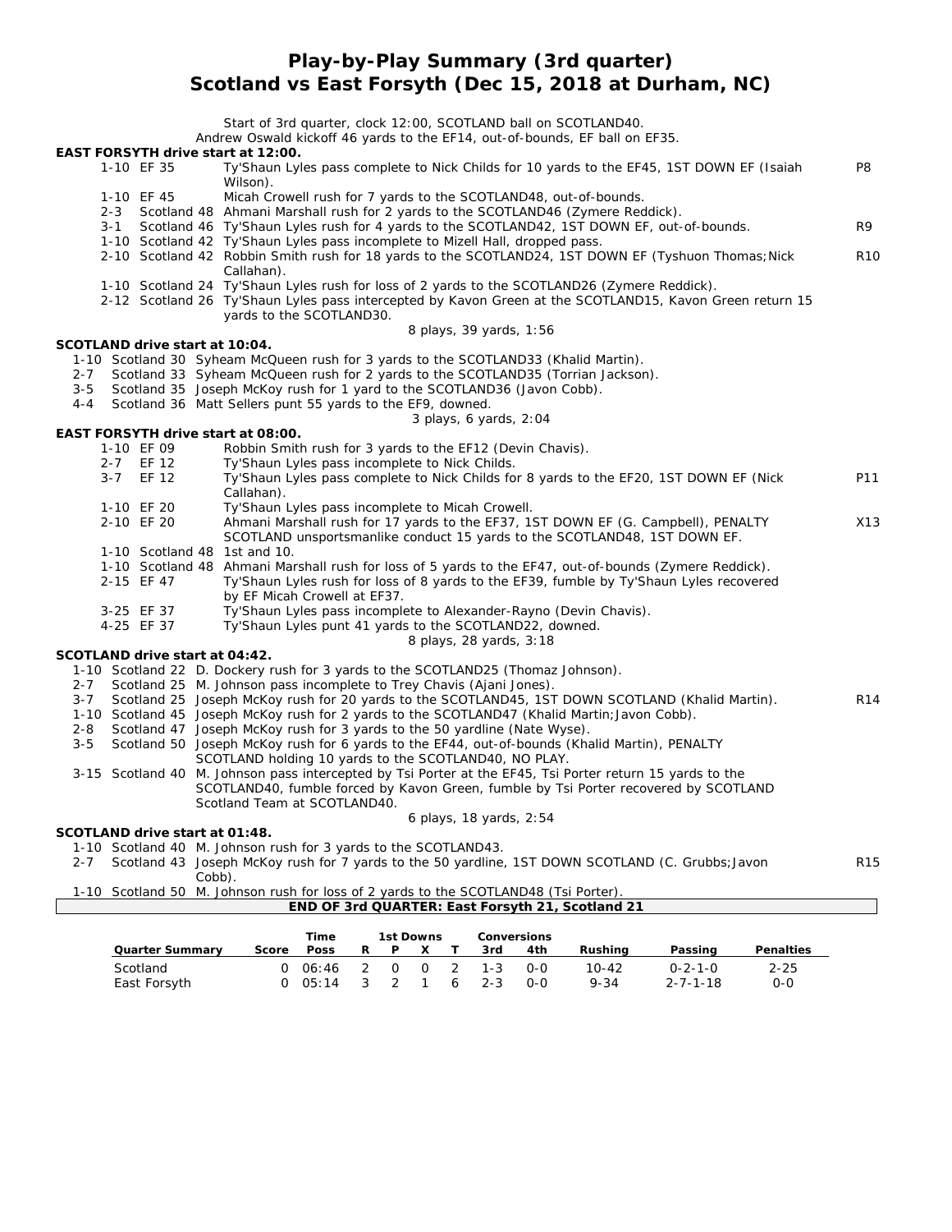# Play-by-Play Summary (3rd quarter)
## Scotland vs East Forsyth (Dec 15, 2018 at Durham, NC)

Start of 3rd quarter, clock 12:00, SCOTLAND ball on SCOTLAND40.
Andrew Oswald kickoff 46 yards to the EF14, out-of-bounds, EF ball on EF35.

**EAST FORSYTH drive start at 12:00.**

| Down | Spot | Play | |
|---|---|---|---|
| 1-10 | EF 35 | Ty'Shaun Lyles pass complete to Nick Childs for 10 yards to the EF45, 1ST DOWN EF (Isaiah Wilson). | P8 |
| 1-10 | EF 45 | Micah Crowell rush for 7 yards to the SCOTLAND48, out-of-bounds. | |
| 2-3 | Scotland 48 | Ahmani Marshall rush for 2 yards to the SCOTLAND46 (Zymere Reddick). | |
| 3-1 | Scotland 46 | Ty'Shaun Lyles rush for 4 yards to the SCOTLAND42, 1ST DOWN EF, out-of-bounds. | R9 |
| 1-10 | Scotland 42 | Ty'Shaun Lyles pass incomplete to Mizell Hall, dropped pass. | |
| 2-10 | Scotland 42 | Robbin Smith rush for 18 yards to the SCOTLAND24, 1ST DOWN EF (Tyshuon Thomas;Nick Callahan). | R10 |
| 1-10 | Scotland 24 | Ty'Shaun Lyles rush for loss of 2 yards to the SCOTLAND26 (Zymere Reddick). | |
| 2-12 | Scotland 26 | Ty'Shaun Lyles pass intercepted by Kavon Green at the SCOTLAND15, Kavon Green return 15 yards to the SCOTLAND30. | |

8 plays, 39 yards, 1:56

**SCOTLAND drive start at 10:04.**

| Down | Spot | Play | |
|---|---|---|---|
| 1-10 | Scotland 30 | Syheam McQueen rush for 3 yards to the SCOTLAND33 (Khalid Martin). | |
| 2-7 | Scotland 33 | Syheam McQueen rush for 2 yards to the SCOTLAND35 (Torrian Jackson). | |
| 3-5 | Scotland 35 | Joseph McKoy rush for 1 yard to the SCOTLAND36 (Javon Cobb). | |
| 4-4 | Scotland 36 | Matt Sellers punt 55 yards to the EF9, downed. | |

3 plays, 6 yards, 2:04

**EAST FORSYTH drive start at 08:00.**

| Down | Spot | Play | |
|---|---|---|---|
| 1-10 | EF 09 | Robbin Smith rush for 3 yards to the EF12 (Devin Chavis). | |
| 2-7 | EF 12 | Ty'Shaun Lyles pass incomplete to Nick Childs. | |
| 3-7 | EF 12 | Ty'Shaun Lyles pass complete to Nick Childs for 8 yards to the EF20, 1ST DOWN EF (Nick Callahan). | P11 |
| 1-10 | EF 20 | Ty'Shaun Lyles pass incomplete to Micah Crowell. | |
| 2-10 | EF 20 | Ahmani Marshall rush for 17 yards to the EF37, 1ST DOWN EF (G. Campbell), PENALTY SCOTLAND unsportsmanlike conduct 15 yards to the SCOTLAND48, 1ST DOWN EF. | X13 |
| 1-10 | Scotland 48 | 1st and 10. | |
| 1-10 | Scotland 48 | Ahmani Marshall rush for loss of 5 yards to the EF47, out-of-bounds (Zymere Reddick). | |
| 2-15 | EF 47 | Ty'Shaun Lyles rush for loss of 8 yards to the EF39, fumble by Ty'Shaun Lyles recovered by EF Micah Crowell at EF37. | |
| 3-25 | EF 37 | Ty'Shaun Lyles pass incomplete to Alexander-Rayno (Devin Chavis). | |
| 4-25 | EF 37 | Ty'Shaun Lyles punt 41 yards to the SCOTLAND22, downed. | |

8 plays, 28 yards, 3:18

**SCOTLAND drive start at 04:42.**

| Down | Spot | Play | |
|---|---|---|---|
| 1-10 | Scotland 22 | D. Dockery rush for 3 yards to the SCOTLAND25 (Thomaz Johnson). | |
| 2-7 | Scotland 25 | M. Johnson pass incomplete to Trey Chavis (Ajani Jones). | |
| 3-7 | Scotland 25 | Joseph McKoy rush for 20 yards to the SCOTLAND45, 1ST DOWN SCOTLAND (Khalid Martin). | R14 |
| 1-10 | Scotland 45 | Joseph McKoy rush for 2 yards to the SCOTLAND47 (Khalid Martin;Javon Cobb). | |
| 2-8 | Scotland 47 | Joseph McKoy rush for 3 yards to the 50 yardline (Nate Wyse). | |
| 3-5 | Scotland 50 | Joseph McKoy rush for 6 yards to the EF44, out-of-bounds (Khalid Martin), PENALTY SCOTLAND holding 10 yards to the SCOTLAND40, NO PLAY. | |
| 3-15 | Scotland 40 | M. Johnson pass intercepted by Tsi Porter at the EF45, Tsi Porter return 15 yards to the SCOTLAND40, fumble forced by Kavon Green, fumble by Tsi Porter recovered by SCOTLAND Scotland Team at SCOTLAND40. | |

6 plays, 18 yards, 2:54

**SCOTLAND drive start at 01:48.**

| Down | Spot | Play | |
|---|---|---|---|
| 1-10 | Scotland 40 | M. Johnson rush for 3 yards to the SCOTLAND43. | |
| 2-7 | Scotland 43 | Joseph McKoy rush for 7 yards to the 50 yardline, 1ST DOWN SCOTLAND (C. Grubbs;Javon Cobb). | R15 |
| 1-10 | Scotland 50 | M. Johnson rush for loss of 2 yards to the SCOTLAND48 (Tsi Porter). | |

**END OF 3rd QUARTER: East Forsyth 21, Scotland 21**

| Quarter Summary | Score | Time Poss | 1st Downs R | P | X | T | Conversions 3rd | 4th | Rushing | Passing | Penalties |
|---|---|---|---|---|---|---|---|---|---|---|---|
| Scotland | 0 | 06:46 | 2 | 0 | 0 | 2 | 1-3 | 0-0 | 10-42 | 0-2-1-0 | 2-25 |
| East Forsyth | 0 | 05:14 | 3 | 2 | 1 | 6 | 2-3 | 0-0 | 9-34 | 2-7-1-18 | 0-0 |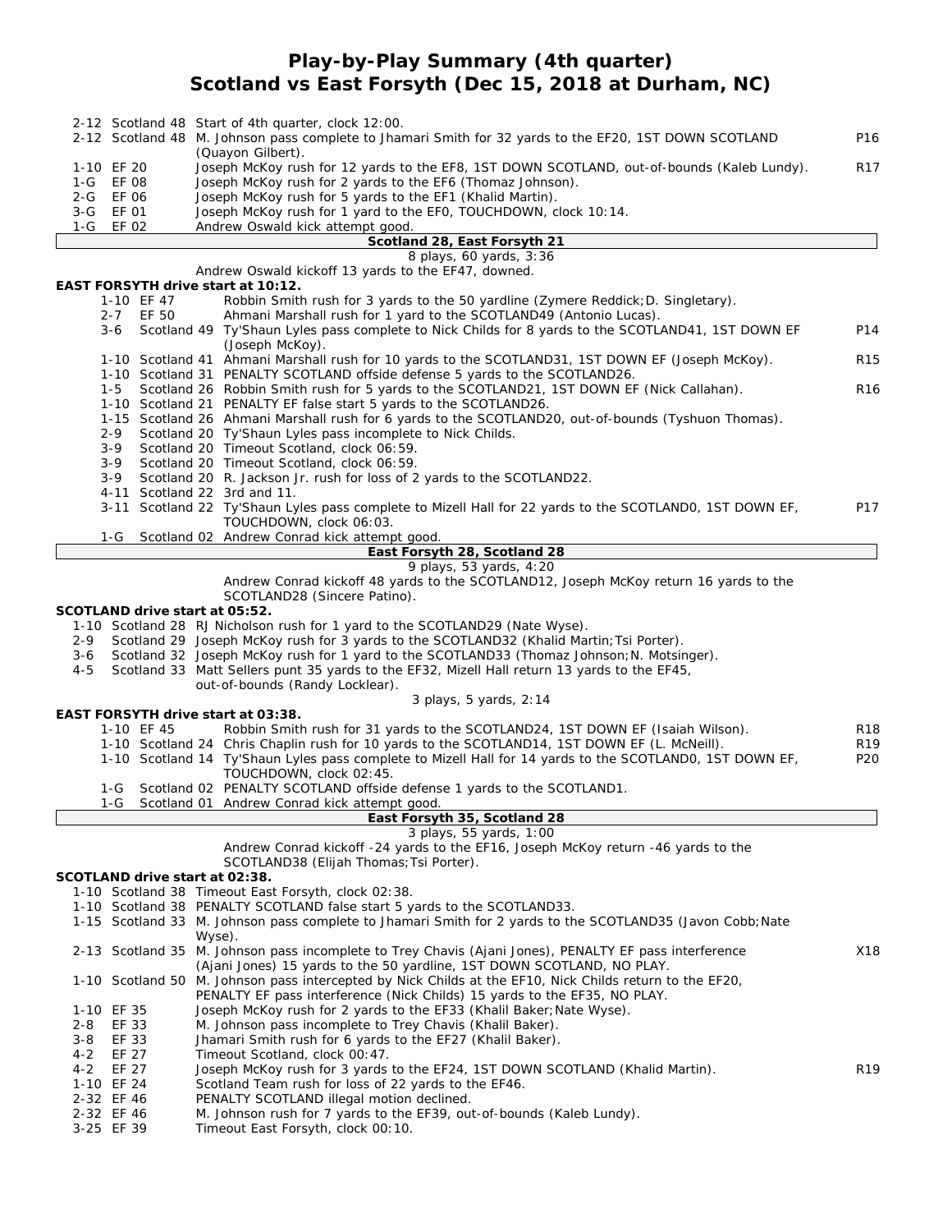# Play-by-Play Summary (4th quarter)
## Scotland vs East Forsyth (Dec 15, 2018 at Durham, NC)

| Down | Spot | Play | |
|---|---|---|---|
| 2-12 | Scotland 48 | Start of 4th quarter, clock 12:00. | |
| 2-12 | Scotland 48 | M. Johnson pass complete to Jhamari Smith for 32 yards to the EF20, 1ST DOWN SCOTLAND (Quayon Gilbert). | P16 |
| 1-10 | EF 20 | Joseph McKoy rush for 12 yards to the EF8, 1ST DOWN SCOTLAND, out-of-bounds (Kaleb Lundy). | R17 |
| 1-G | EF 08 | Joseph McKoy rush for 2 yards to the EF6 (Thomaz Johnson). | |
| 2-G | EF 06 | Joseph McKoy rush for 5 yards to the EF1 (Khalid Martin). | |
| 3-G | EF 01 | Joseph McKoy rush for 1 yard to the EF0, TOUCHDOWN, clock 10:14. | |
| 1-G | EF 02 | Andrew Oswald kick attempt good. | |

**Scotland 28, East Forsyth 21**

8 plays, 60 yards, 3:36

Andrew Oswald kickoff 13 yards to the EF47, downed.

**EAST FORSYTH drive start at 10:12.**

| Down | Spot | Play | |
|---|---|---|---|
| 1-10 | EF 47 | Robbin Smith rush for 3 yards to the 50 yardline (Zymere Reddick;D. Singletary). | |
| 2-7 | EF 50 | Ahmani Marshall rush for 1 yard to the SCOTLAND49 (Antonio Lucas). | |
| 3-6 | Scotland 49 | Ty'Shaun Lyles pass complete to Nick Childs for 8 yards to the SCOTLAND41, 1ST DOWN EF (Joseph McKoy). | P14 |
| 1-10 | Scotland 41 | Ahmani Marshall rush for 10 yards to the SCOTLAND31, 1ST DOWN EF (Joseph McKoy). | R15 |
| 1-10 | Scotland 31 | PENALTY SCOTLAND offside defense 5 yards to the SCOTLAND26. | |
| 1-5 | Scotland 26 | Robbin Smith rush for 5 yards to the SCOTLAND21, 1ST DOWN EF (Nick Callahan). | R16 |
| 1-10 | Scotland 21 | PENALTY EF false start 5 yards to the SCOTLAND26. | |
| 1-15 | Scotland 26 | Ahmani Marshall rush for 6 yards to the SCOTLAND20, out-of-bounds (Tyshuon Thomas). | |
| 2-9 | Scotland 20 | Ty'Shaun Lyles pass incomplete to Nick Childs. | |
| 3-9 | Scotland 20 | Timeout Scotland, clock 06:59. | |
| 3-9 | Scotland 20 | Timeout Scotland, clock 06:59. | |
| 3-9 | Scotland 20 | R. Jackson Jr. rush for loss of 2 yards to the SCOTLAND22. | |
| 4-11 | Scotland 22 | 3rd and 11. | |
| 3-11 | Scotland 22 | Ty'Shaun Lyles pass complete to Mizell Hall for 22 yards to the SCOTLAND0, 1ST DOWN EF, TOUCHDOWN, clock 06:03. | P17 |
| 1-G | Scotland 02 | Andrew Conrad kick attempt good. | |

**East Forsyth 28, Scotland 28**

9 plays, 53 yards, 4:20

Andrew Conrad kickoff 48 yards to the SCOTLAND12, Joseph McKoy return 16 yards to the SCOTLAND28 (Sincere Patino).

**SCOTLAND drive start at 05:52.**

| Down | Spot | Play | |
|---|---|---|---|
| 1-10 | Scotland 28 | RJ Nicholson rush for 1 yard to the SCOTLAND29 (Nate Wyse). | |
| 2-9 | Scotland 29 | Joseph McKoy rush for 3 yards to the SCOTLAND32 (Khalid Martin;Tsi Porter). | |
| 3-6 | Scotland 32 | Joseph McKoy rush for 1 yard to the SCOTLAND33 (Thomaz Johnson;N. Motsinger). | |
| 4-5 | Scotland 33 | Matt Sellers punt 35 yards to the EF32, Mizell Hall return 13 yards to the EF45, out-of-bounds (Randy Locklear). | |

3 plays, 5 yards, 2:14

**EAST FORSYTH drive start at 03:38.**

| Down | Spot | Play | |
|---|---|---|---|
| 1-10 | EF 45 | Robbin Smith rush for 31 yards to the SCOTLAND24, 1ST DOWN EF (Isaiah Wilson). | R18 |
| 1-10 | Scotland 24 | Chris Chaplin rush for 10 yards to the SCOTLAND14, 1ST DOWN EF (L. McNeill). | R19 |
| 1-10 | Scotland 14 | Ty'Shaun Lyles pass complete to Mizell Hall for 14 yards to the SCOTLAND0, 1ST DOWN EF, TOUCHDOWN, clock 02:45. | P20 |
| 1-G | Scotland 02 | PENALTY SCOTLAND offside defense 1 yards to the SCOTLAND1. | |
| 1-G | Scotland 01 | Andrew Conrad kick attempt good. | |

**East Forsyth 35, Scotland 28**

3 plays, 55 yards, 1:00

Andrew Conrad kickoff -24 yards to the EF16, Joseph McKoy return -46 yards to the SCOTLAND38 (Elijah Thomas;Tsi Porter).

**SCOTLAND drive start at 02:38.**

| Down | Spot | Play | |
|---|---|---|---|
| 1-10 | Scotland 38 | Timeout East Forsyth, clock 02:38. | |
| 1-10 | Scotland 38 | PENALTY SCOTLAND false start 5 yards to the SCOTLAND33. | |
| 1-15 | Scotland 33 | M. Johnson pass complete to Jhamari Smith for 2 yards to the SCOTLAND35 (Javon Cobb;Nate Wyse). | |
| 2-13 | Scotland 35 | M. Johnson pass incomplete to Trey Chavis (Ajani Jones), PENALTY EF pass interference (Ajani Jones) 15 yards to the 50 yardline, 1ST DOWN SCOTLAND, NO PLAY. | X18 |
| 1-10 | Scotland 50 | M. Johnson pass intercepted by Nick Childs at the EF10, Nick Childs return to the EF20, PENALTY EF pass interference (Nick Childs) 15 yards to the EF35, NO PLAY. | |
| 1-10 | EF 35 | Joseph McKoy rush for 2 yards to the EF33 (Khalil Baker;Nate Wyse). | |
| 2-8 | EF 33 | M. Johnson pass incomplete to Trey Chavis (Khalil Baker). | |
| 3-8 | EF 33 | Jhamari Smith rush for 6 yards to the EF27 (Khalil Baker). | |
| 4-2 | EF 27 | Timeout Scotland, clock 00:47. | |
| 4-2 | EF 27 | Joseph McKoy rush for 3 yards to the EF24, 1ST DOWN SCOTLAND (Khalid Martin). | R19 |
| 1-10 | EF 24 | Scotland Team rush for loss of 22 yards to the EF46. | |
| 2-32 | EF 46 | PENALTY SCOTLAND illegal motion declined. | |
| 2-32 | EF 46 | M. Johnson rush for 7 yards to the EF39, out-of-bounds (Kaleb Lundy). | |
| 3-25 | EF 39 | Timeout East Forsyth, clock 00:10. | |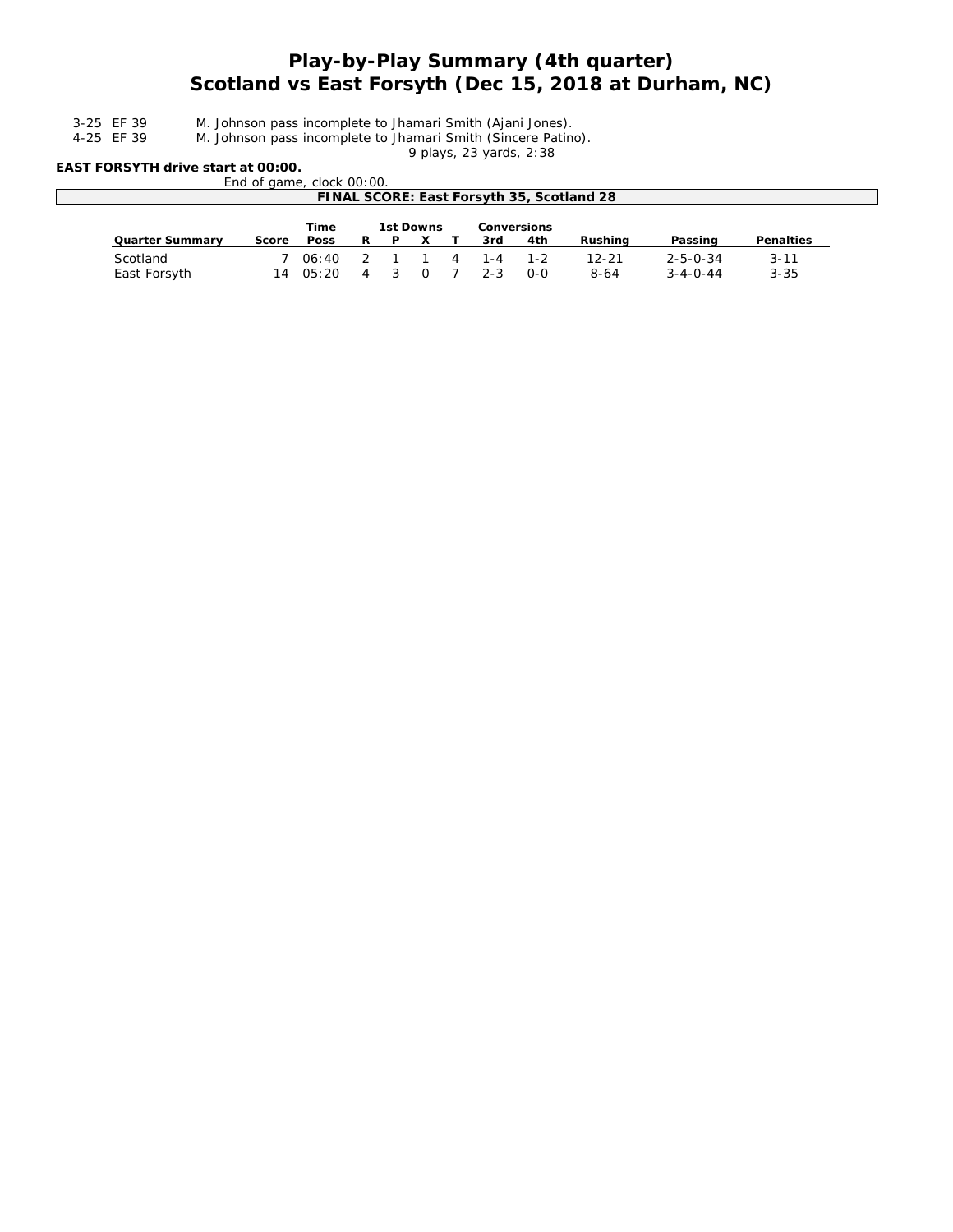# Play-by-Play Summary (4th quarter)
# Scotland vs East Forsyth (Dec 15, 2018 at Durham, NC)

| | | |
|---|---|---|
| 3-25 | EF 39 | M. Johnson pass incomplete to Jhamari Smith (Ajani Jones). |
| 4-25 | EF 39 | M. Johnson pass incomplete to Jhamari Smith (Sincere Patino). |

9 plays, 23 yards, 2:38

**EAST FORSYTH drive start at 00:00.**

End of game, clock 00:00.

**FINAL SCORE: East Forsyth 35, Scotland 28**

| | | Time | 1st Downs | | | | Conversions | | | | |
|---|---|---|---|---|---|---|---|---|---|---|---|
| Quarter Summary | Score | Poss | R | P | X | T | 3rd | 4th | Rushing | Passing | Penalties |
| Scotland | 7 | 06:40 | 2 | 1 | 1 | 4 | 1-4 | 1-2 | 12-21 | 2-5-0-34 | 3-11 |
| East Forsyth | 14 | 05:20 | 4 | 3 | 0 | 7 | 2-3 | 0-0 | 8-64 | 3-4-0-44 | 3-35 |